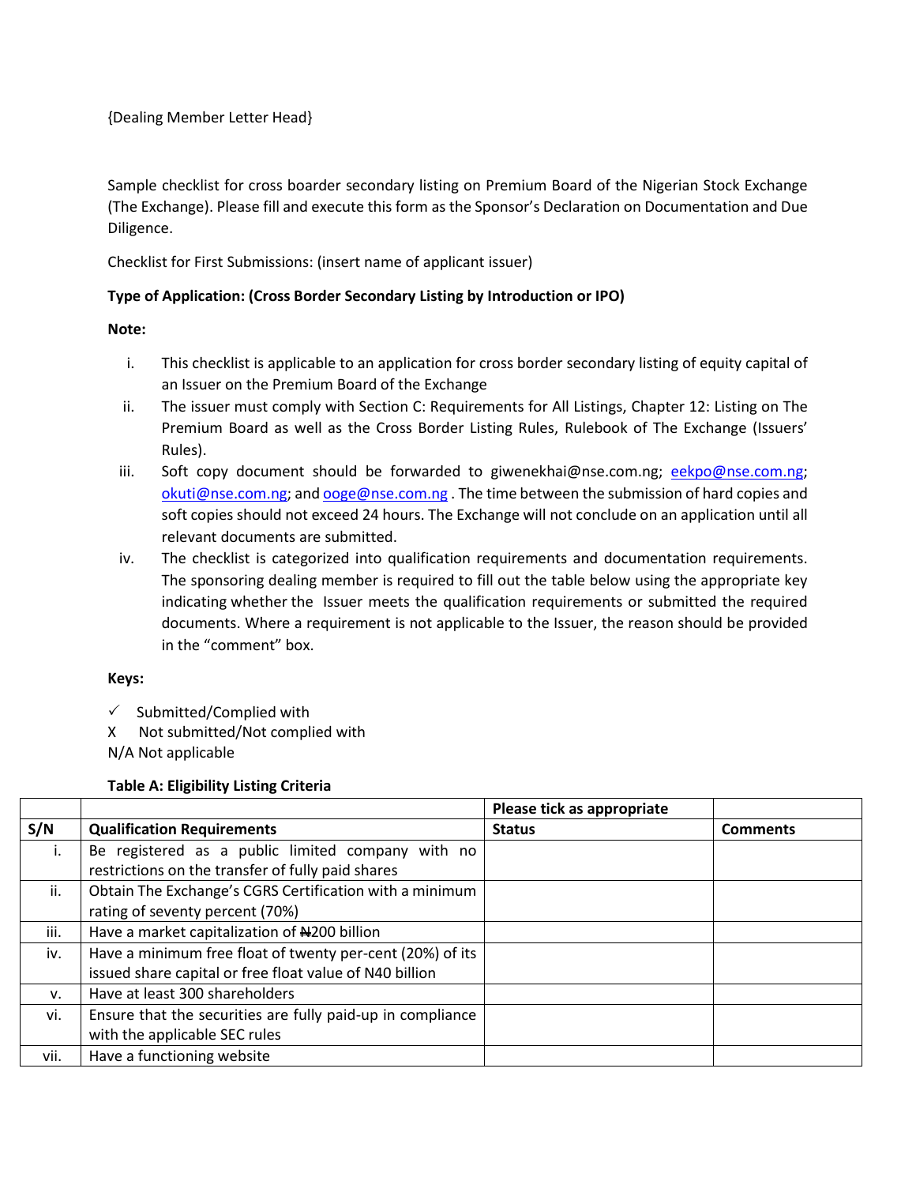{Dealing Member Letter Head}

Sample checklist for cross boarder secondary listing on Premium Board of the Nigerian Stock Exchange (The Exchange). Please fill and execute this form as the Sponsor's Declaration on Documentation and Due Diligence.

Checklist for First Submissions: (insert name of applicant issuer)

**Type of Application: (Cross Border Secondary Listing by Introduction or IPO)**

**Note:**

i. This checklist is applicable to an application for cross border secondary listing of equity capital of an Issuer on the Premium Board of the Exchange
ii. The issuer must comply with Section C: Requirements for All Listings, Chapter 12: Listing on The Premium Board as well as the Cross Border Listing Rules, Rulebook of The Exchange (Issuers' Rules).
iii. Soft copy document should be forwarded to giwenekhai@nse.com.ng; eekpo@nse.com.ng; okuti@nse.com.ng; and ooge@nse.com.ng . The time between the submission of hard copies and soft copies should not exceed 24 hours. The Exchange will not conclude on an application until all relevant documents are submitted.
iv. The checklist is categorized into qualification requirements and documentation requirements. The sponsoring dealing member is required to fill out the table below using the appropriate key indicating whether the Issuer meets the qualification requirements or submitted the required documents. Where a requirement is not applicable to the Issuer, the reason should be provided in the "comment" box.

**Keys:**

✓ Submitted/Complied with
X Not submitted/Not complied with
N/A Not applicable

**Table A: Eligibility Listing Criteria**

| | | Please tick as appropriate | |
|---|---|---|---|
| **S/N** | **Qualification Requirements** | **Status** | **Comments** |
| i. | Be registered as a public limited company with no restrictions on the transfer of fully paid shares | | |
| ii. | Obtain The Exchange's CGRS Certification with a minimum rating of seventy percent (70%) | | |
| iii. | Have a market capitalization of ₦200 billion | | |
| iv. | Have a minimum free float of twenty per-cent (20%) of its issued share capital or free float value of N40 billion | | |
| v. | Have at least 300 shareholders | | |
| vi. | Ensure that the securities are fully paid-up in compliance with the applicable SEC rules | | |
| vii. | Have a functioning website | | |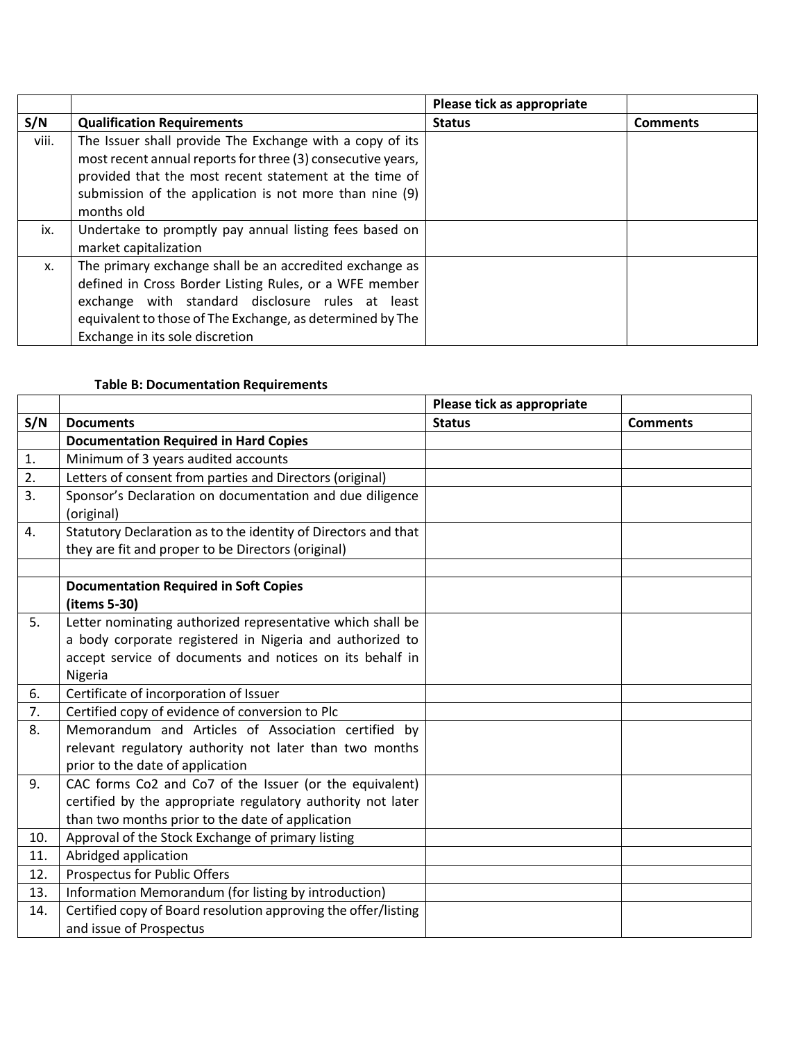| | | Please tick as appropriate | |
|---|---|---|---|
| **S/N** | **Qualification Requirements** | **Status** | **Comments** |
| viii. | The Issuer shall provide The Exchange with a copy of its most recent annual reports for three (3) consecutive years, provided that the most recent statement at the time of submission of the application is not more than nine (9) months old | | |
| ix. | Undertake to promptly pay annual listing fees based on market capitalization | | |
| x. | The primary exchange shall be an accredited exchange as defined in Cross Border Listing Rules, or a WFE member exchange with standard disclosure rules at least equivalent to those of The Exchange, as determined by The Exchange in its sole discretion | | |

**Table B: Documentation Requirements**

| | | Please tick as appropriate | |
|---|---|---|---|
| **S/N** | **Documents** | **Status** | **Comments** |
| | **Documentation Required in Hard Copies** | | |
| 1. | Minimum of 3 years audited accounts | | |
| 2. | Letters of consent from parties and Directors (original) | | |
| 3. | Sponsor's Declaration on documentation and due diligence (original) | | |
| 4. | Statutory Declaration as to the identity of Directors and that they are fit and proper to be Directors (original) | | |
| | | | |
| | **Documentation Required in Soft Copies (items 5-30)** | | |
| 5. | Letter nominating authorized representative which shall be a body corporate registered in Nigeria and authorized to accept service of documents and notices on its behalf in Nigeria | | |
| 6. | Certificate of incorporation of Issuer | | |
| 7. | Certified copy of evidence of conversion to Plc | | |
| 8. | Memorandum and Articles of Association certified by relevant regulatory authority not later than two months prior to the date of application | | |
| 9. | CAC forms Co2 and Co7 of the Issuer (or the equivalent) certified by the appropriate regulatory authority not later than two months prior to the date of application | | |
| 10. | Approval of the Stock Exchange of primary listing | | |
| 11. | Abridged application | | |
| 12. | Prospectus for Public Offers | | |
| 13. | Information Memorandum (for listing by introduction) | | |
| 14. | Certified copy of Board resolution approving the offer/listing and issue of Prospectus | | |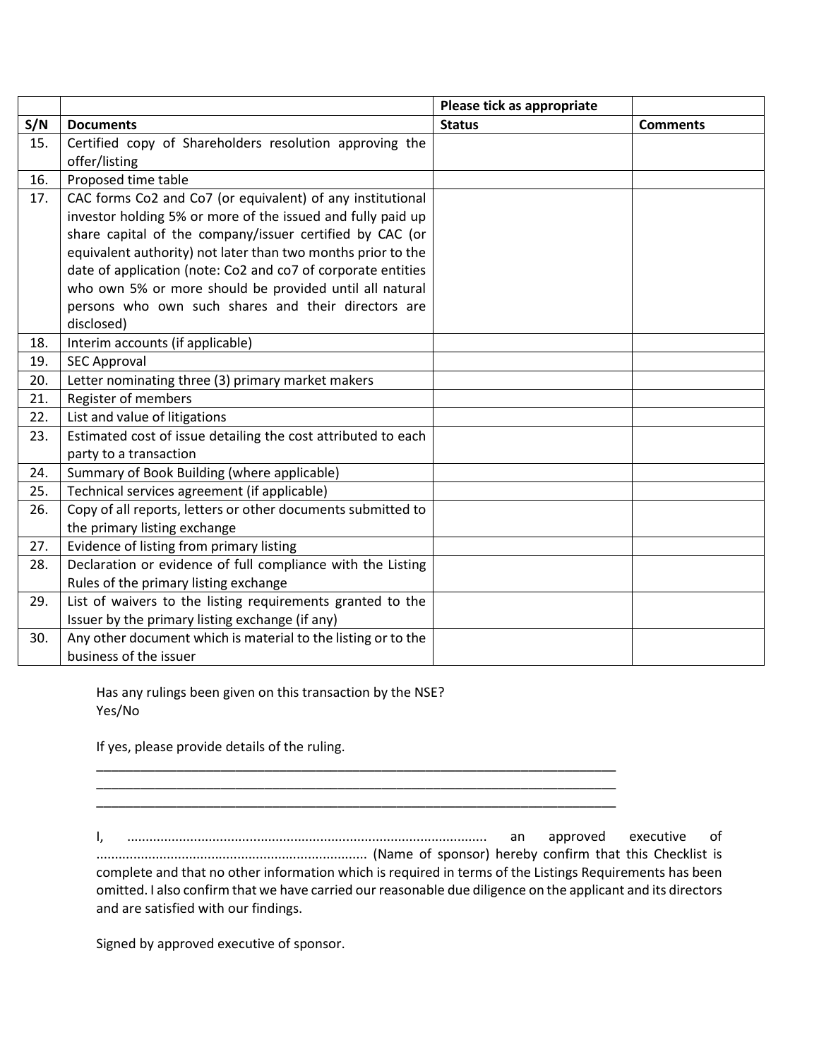| | | Please tick as appropriate | |
|---|---|---|---|
| S/N | Documents | Status | Comments |
| 15. | Certified copy of Shareholders resolution approving the offer/listing | | |
| 16. | Proposed time table | | |
| 17. | CAC forms Co2 and Co7 (or equivalent) of any institutional investor holding 5% or more of the issued and fully paid up share capital of the company/issuer certified by CAC (or equivalent authority) not later than two months prior to the date of application (note: Co2 and co7 of corporate entities who own 5% or more should be provided until all natural persons who own such shares and their directors are disclosed) | | |
| 18. | Interim accounts (if applicable) | | |
| 19. | SEC Approval | | |
| 20. | Letter nominating three (3) primary market makers | | |
| 21. | Register of members | | |
| 22. | List and value of litigations | | |
| 23. | Estimated cost of issue detailing the cost attributed to each party to a transaction | | |
| 24. | Summary of Book Building (where applicable) | | |
| 25. | Technical services agreement (if applicable) | | |
| 26. | Copy of all reports, letters or other documents submitted to the primary listing exchange | | |
| 27. | Evidence of listing from primary listing | | |
| 28. | Declaration or evidence of full compliance with the Listing Rules of the primary listing exchange | | |
| 29. | List of waivers to the listing requirements granted to the Issuer by the primary listing exchange (if any) | | |
| 30. | Any other document which is material to the listing or to the business of the issuer | | |

Has any rulings been given on this transaction by the NSE?
Yes/No

If yes, please provide details of the ruling.

______________________________________________________________________________
______________________________________________________________________________
______________________________________________________________________________

I, ................................................................................................ an approved executive of ........................................................................ (Name of sponsor) hereby confirm that this Checklist is complete and that no other information which is required in terms of the Listings Requirements has been omitted. I also confirm that we have carried our reasonable due diligence on the applicant and its directors and are satisfied with our findings.

Signed by approved executive of sponsor.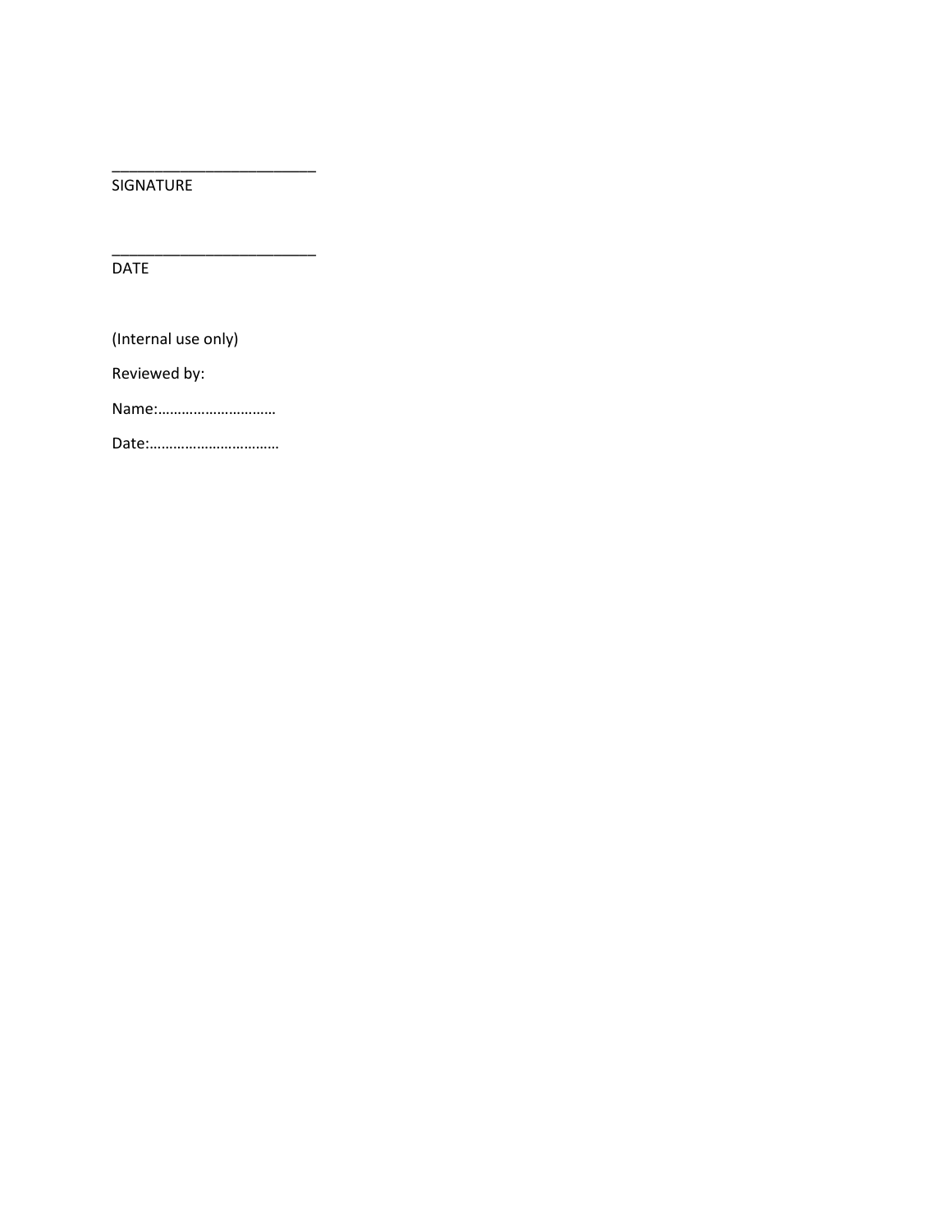_________________________
SIGNATURE

_________________________
DATE

(Internal use only)

Reviewed by:

Name:…………………………

Date:……………………………